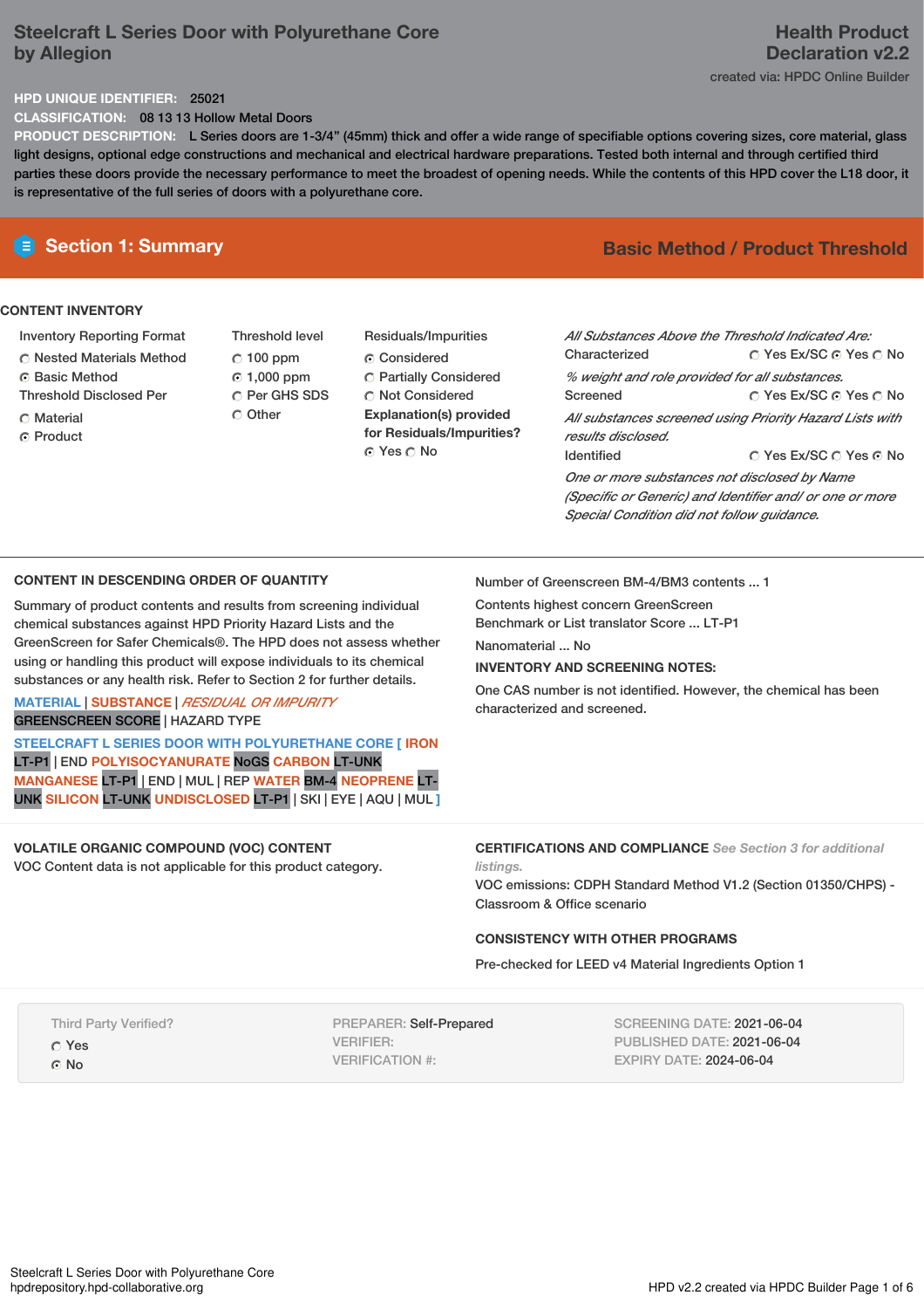# Steelcraft L Series Door with Polyurethane Core by Allegion

**Health Product Declaration v2.2**

created via: HPDC Online Builder

**HPD UNIQUE IDENTIFIER:** 25021

**CLASSIFICATION:** 08 13 13 Hollow Metal Doors

**PRODUCT DESCRIPTION:** L Series doors are 1-3/4" (45mm) thick and offer a wide range of specifiable options covering sizes, core material, glass light designs, optional edge constructions and mechanical and electrical hardware preparations. Tested both internal and through certified third parties these doors provide the necessary performance to meet the broadest of opening needs. While the contents of this HPD cover the L18 door, it is representative of the full series of doors with a polyurethane core.

## Section 1: Summary

**Basic Method / Product Threshold**

### CONTENT INVENTORY

**Inventory Reporting Format**
- ○ Nested Materials Method
- ◉ Basic Method

**Threshold Disclosed Per**
- ○ Material
- ◉ Product

**Threshold level**
- ○ 100 ppm
- ◉ 1,000 ppm
- ○ Per GHS SDS
- ○ Other

**Residuals/Impurities**
- ◉ Considered
- ○ Partially Considered
- ○ Not Considered

**Explanation(s) provided for Residuals/Impurities?**
◉ Yes ○ No

*All Substances Above the Threshold Indicated Are:*

Characterized ○ Yes Ex/SC ◉ Yes ○ No
*% weight and role provided for all substances.*

Screened ○ Yes Ex/SC ◉ Yes ○ No
*All substances screened using Priority Hazard Lists with results disclosed.*

Identified ○ Yes Ex/SC ○ Yes ◉ No
*One or more substances not disclosed by Name (Specific or Generic) and Identifier and/ or one or more Special Condition did not follow guidance.*

### CONTENT IN DESCENDING ORDER OF QUANTITY

Summary of product contents and results from screening individual chemical substances against HPD Priority Hazard Lists and the GreenScreen for Safer Chemicals®. The HPD does not assess whether using or handling this product will expose individuals to its chemical substances or any health risk. Refer to Section 2 for further details.

MATERIAL | SUBSTANCE | *RESIDUAL OR IMPURITY*
GREENSCREEN SCORE | HAZARD TYPE

STEELCRAFT L SERIES DOOR WITH POLYURETHANE CORE [ IRON LT-P1 | END POLYISOCYANURATE NoGS CARBON LT-UNK MANGANESE LT-P1 | END | MUL | REP WATER BM-4 NEOPRENE LT-UNK SILICON LT-UNK UNDISCLOSED LT-P1 | SKI | EYE | AQU | MUL ]

Number of Greenscreen BM-4/BM3 contents ... 1

Contents highest concern GreenScreen Benchmark or List translator Score ... LT-P1

Nanomaterial ... No

**INVENTORY AND SCREENING NOTES:**

One CAS number is not identified. However, the chemical has been characterized and screened.

### VOLATILE ORGANIC COMPOUND (VOC) CONTENT

VOC Content data is not applicable for this product category.

### CERTIFICATIONS AND COMPLIANCE *See Section 3 for additional listings.*

VOC emissions: CDPH Standard Method V1.2 (Section 01350/CHPS) - Classroom & Office scenario

### CONSISTENCY WITH OTHER PROGRAMS

Pre-checked for LEED v4 Material Ingredients Option 1

Third Party Verified?
- ○ Yes
- ◉ No

PREPARER: Self-Prepared
VERIFIER:
VERIFICATION #:

SCREENING DATE: 2021-06-04
PUBLISHED DATE: 2021-06-04
EXPIRY DATE: 2024-06-04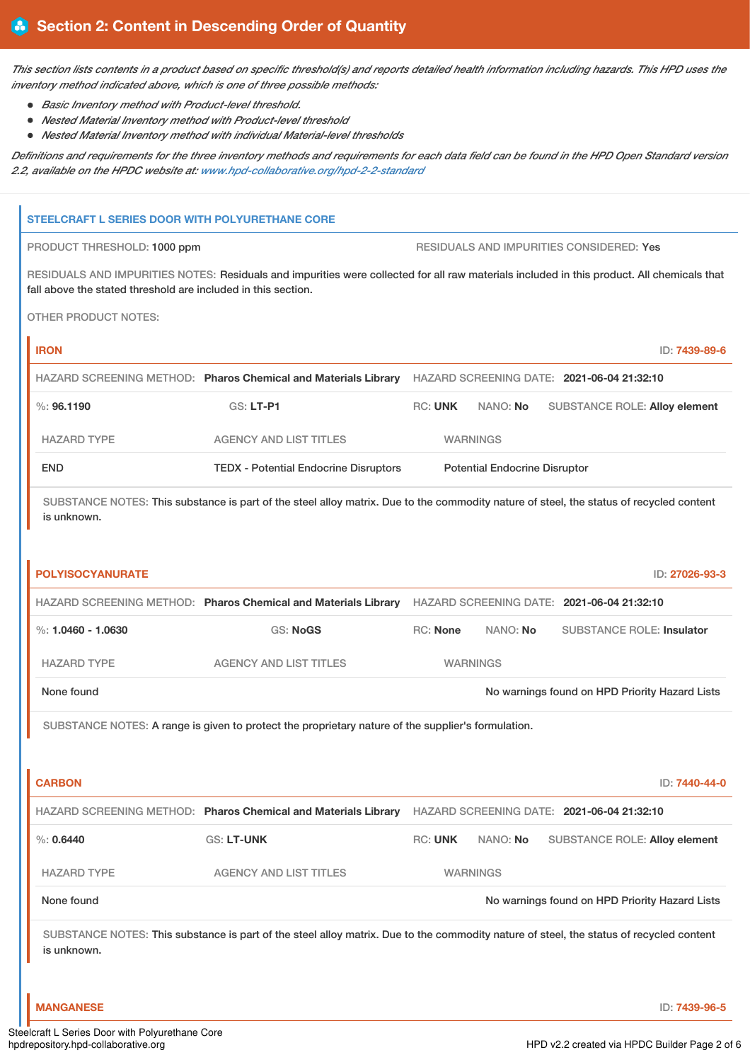## Section 2: Content in Descending Order of Quantity

*This section lists contents in a product based on specific threshold(s) and reports detailed health information including hazards. This HPD uses the inventory method indicated above, which is one of three possible methods:*

- *Basic Inventory method with Product-level threshold.*
- *Nested Material Inventory method with Product-level threshold*
- *Nested Material Inventory method with individual Material-level thresholds*

*Definitions and requirements for the three inventory methods and requirements for each data field can be found in the HPD Open Standard version 2.2, available on the HPDC website at: www.hpd-collaborative.org/hpd-2-2-standard*

### STEELCRAFT L SERIES DOOR WITH POLYURETHANE CORE

PRODUCT THRESHOLD: 1000 ppm

RESIDUALS AND IMPURITIES CONSIDERED: Yes

RESIDUALS AND IMPURITIES NOTES: Residuals and impurities were collected for all raw materials included in this product. All chemicals that fall above the stated threshold are included in this section.

OTHER PRODUCT NOTES:

#### IRON — ID: 7439-89-6

HAZARD SCREENING METHOD: **Pharos Chemical and Materials Library** HAZARD SCREENING DATE: **2021-06-04 21:32:10**

%: **96.1190** GS: **LT-P1** RC: **UNK** NANO: **No** SUBSTANCE ROLE: **Alloy element**

| HAZARD TYPE | AGENCY AND LIST TITLES | WARNINGS |
|---|---|---|
| END | TEDX - Potential Endocrine Disruptors | Potential Endocrine Disruptor |

SUBSTANCE NOTES: This substance is part of the steel alloy matrix. Due to the commodity nature of steel, the status of recycled content is unknown.

#### POLYISOCYANURATE — ID: 27026-93-3

HAZARD SCREENING METHOD: **Pharos Chemical and Materials Library** HAZARD SCREENING DATE: **2021-06-04 21:32:10**

%: **1.0460 - 1.0630** GS: **NoGS** RC: **None** NANO: **No** SUBSTANCE ROLE: **Insulator**

| HAZARD TYPE | AGENCY AND LIST TITLES | WARNINGS |
|---|---|---|
| None found | | No warnings found on HPD Priority Hazard Lists |

SUBSTANCE NOTES: A range is given to protect the proprietary nature of the supplier's formulation.

#### CARBON — ID: 7440-44-0

HAZARD SCREENING METHOD: **Pharos Chemical and Materials Library** HAZARD SCREENING DATE: **2021-06-04 21:32:10**

%: **0.6440** GS: **LT-UNK** RC: **UNK** NANO: **No** SUBSTANCE ROLE: **Alloy element**

| HAZARD TYPE | AGENCY AND LIST TITLES | WARNINGS |
|---|---|---|
| None found | | No warnings found on HPD Priority Hazard Lists |

SUBSTANCE NOTES: This substance is part of the steel alloy matrix. Due to the commodity nature of steel, the status of recycled content is unknown.

#### MANGANESE — ID: 7439-96-5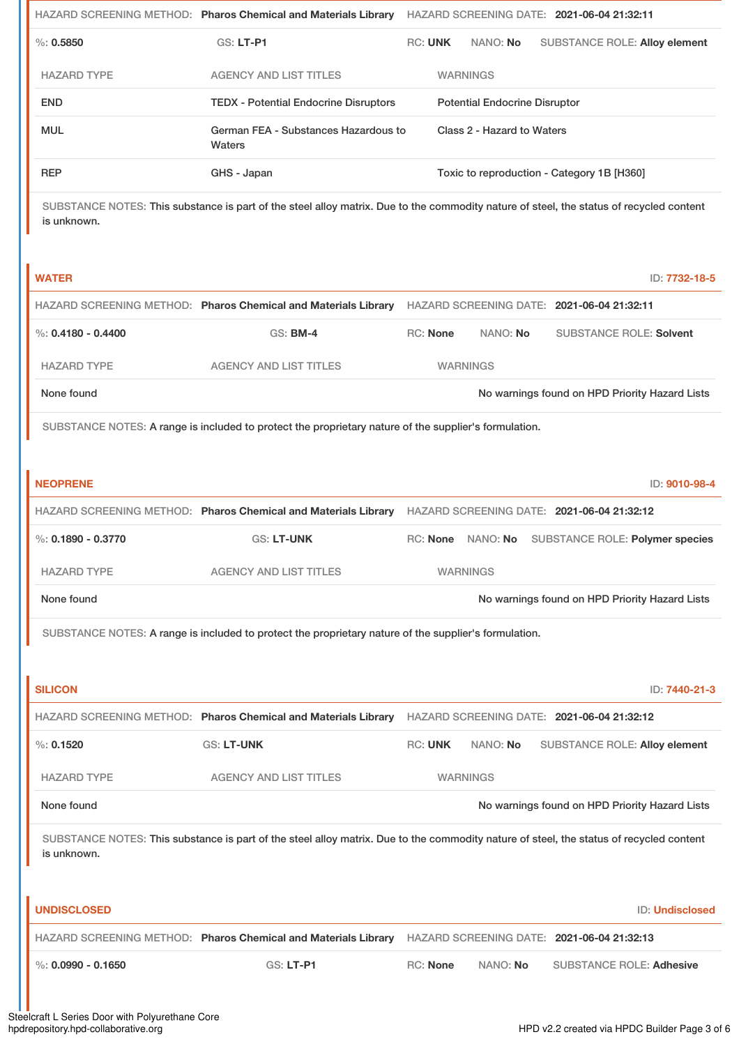HAZARD SCREENING METHOD: **Pharos Chemical and Materials Library** HAZARD SCREENING DATE: **2021-06-04 21:32:11**

%: **0.5850** GS: **LT-P1** RC: **UNK** NANO: **No** SUBSTANCE ROLE: **Alloy element**

| HAZARD TYPE | AGENCY AND LIST TITLES | WARNINGS |
|---|---|---|
| END | TEDX - Potential Endocrine Disruptors | Potential Endocrine Disruptor |
| MUL | German FEA - Substances Hazardous to Waters | Class 2 - Hazard to Waters |
| REP | GHS - Japan | Toxic to reproduction - Category 1B [H360] |

SUBSTANCE NOTES: This substance is part of the steel alloy matrix. Due to the commodity nature of steel, the status of recycled content is unknown.

## WATER

ID: 7732-18-5

HAZARD SCREENING METHOD: **Pharos Chemical and Materials Library** HAZARD SCREENING DATE: **2021-06-04 21:32:11**

%: **0.4180 - 0.4400** GS: **BM-4** RC: **None** NANO: **No** SUBSTANCE ROLE: **Solvent**

| HAZARD TYPE | AGENCY AND LIST TITLES | WARNINGS |
|---|---|---|
| None found | | No warnings found on HPD Priority Hazard Lists |

SUBSTANCE NOTES: A range is included to protect the proprietary nature of the supplier's formulation.

## NEOPRENE

ID: 9010-98-4

HAZARD SCREENING METHOD: **Pharos Chemical and Materials Library** HAZARD SCREENING DATE: **2021-06-04 21:32:12**

%: **0.1890 - 0.3770** GS: **LT-UNK** RC: **None** NANO: **No** SUBSTANCE ROLE: **Polymer species**

| HAZARD TYPE | AGENCY AND LIST TITLES | WARNINGS |
|---|---|---|
| None found | | No warnings found on HPD Priority Hazard Lists |

SUBSTANCE NOTES: A range is included to protect the proprietary nature of the supplier's formulation.

## SILICON

ID: 7440-21-3

HAZARD SCREENING METHOD: **Pharos Chemical and Materials Library** HAZARD SCREENING DATE: **2021-06-04 21:32:12**

%: **0.1520** GS: **LT-UNK** RC: **UNK** NANO: **No** SUBSTANCE ROLE: **Alloy element**

| HAZARD TYPE | AGENCY AND LIST TITLES | WARNINGS |
|---|---|---|
| None found | | No warnings found on HPD Priority Hazard Lists |

SUBSTANCE NOTES: This substance is part of the steel alloy matrix. Due to the commodity nature of steel, the status of recycled content is unknown.

## UNDISCLOSED

ID: Undisclosed

HAZARD SCREENING METHOD: **Pharos Chemical and Materials Library** HAZARD SCREENING DATE: **2021-06-04 21:32:13**

%: **0.0990 - 0.1650** GS: **LT-P1** RC: **None** NANO: **No** SUBSTANCE ROLE: **Adhesive**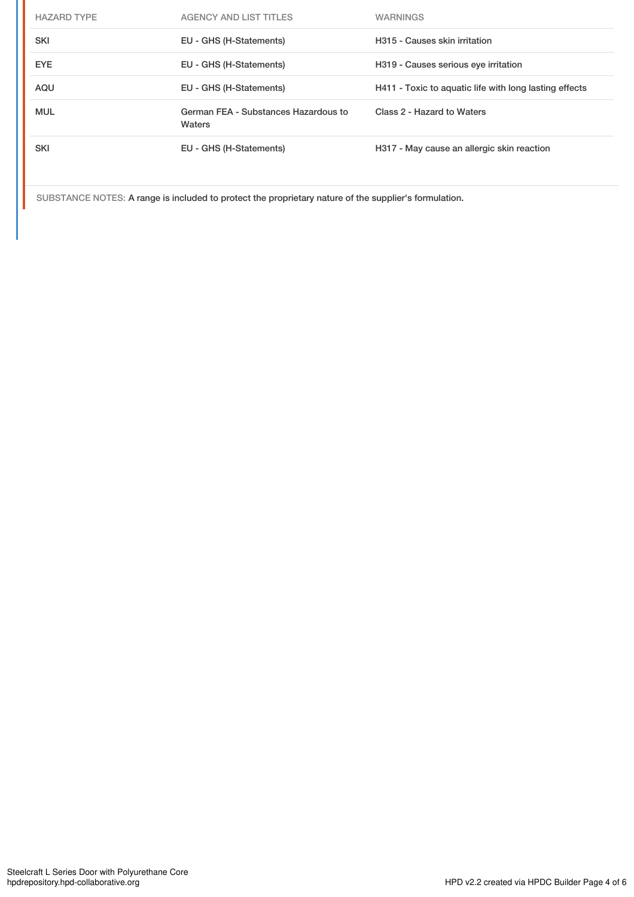| HAZARD TYPE | AGENCY AND LIST TITLES | WARNINGS |
|---|---|---|
| SKI | EU - GHS (H-Statements) | H315 - Causes skin irritation |
| EYE | EU - GHS (H-Statements) | H319 - Causes serious eye irritation |
| AQU | EU - GHS (H-Statements) | H411 - Toxic to aquatic life with long lasting effects |
| MUL | German FEA - Substances Hazardous to Waters | Class 2 - Hazard to Waters |
| SKI | EU - GHS (H-Statements) | H317 - May cause an allergic skin reaction |

SUBSTANCE NOTES: A range is included to protect the proprietary nature of the supplier's formulation.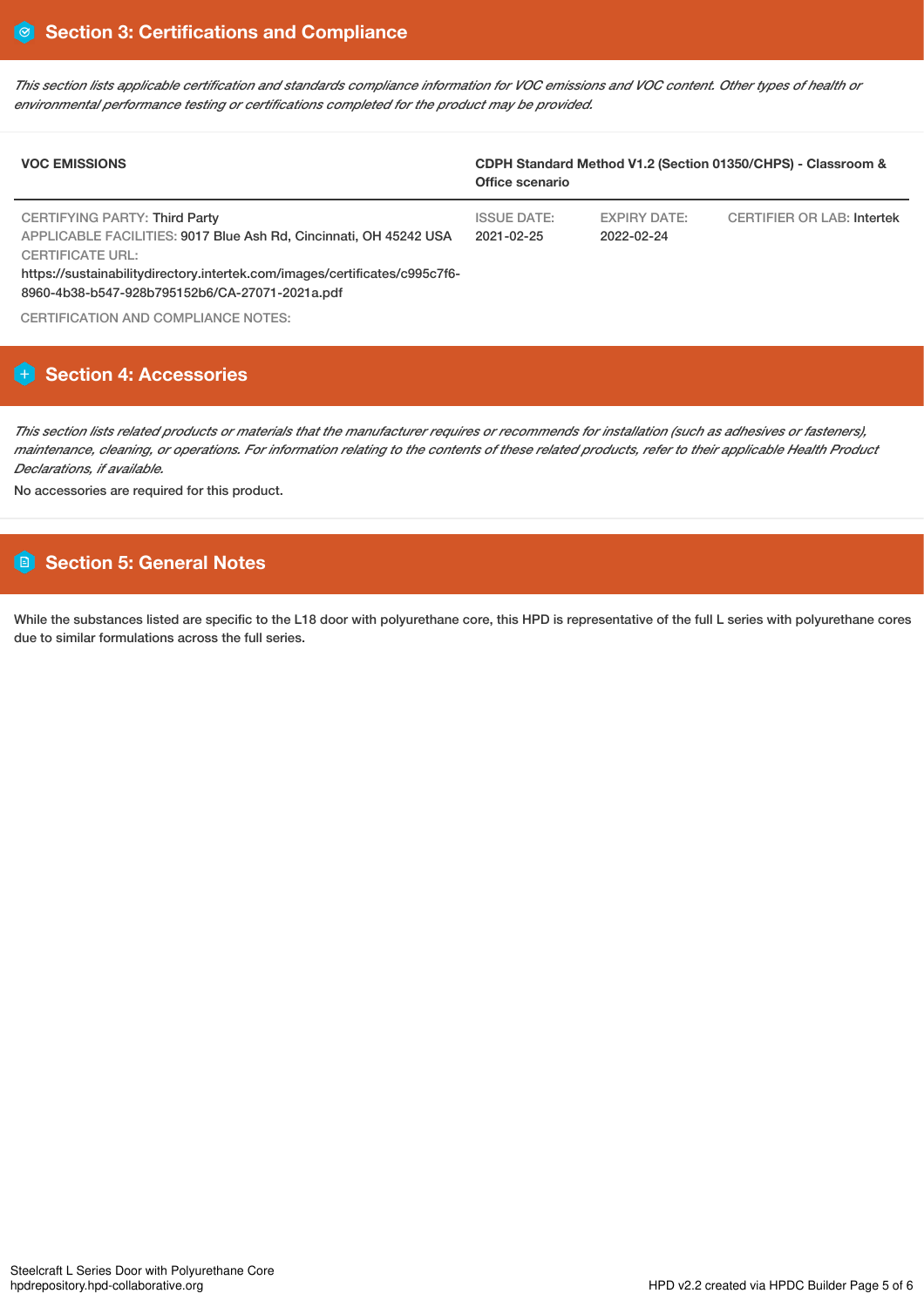## Section 3: Certifications and Compliance

*This section lists applicable certification and standards compliance information for VOC emissions and VOC content. Other types of health or environmental performance testing or certifications completed for the product may be provided.*

| VOC EMISSIONS | CDPH Standard Method V1.2 (Section 01350/CHPS) - Classroom & Office scenario | | |
|---|---|---|---|
| CERTIFYING PARTY: Third Party<br>APPLICABLE FACILITIES: 9017 Blue Ash Rd, Cincinnati, OH 45242 USA<br>CERTIFICATE URL:<br>https://sustainabilitydirectory.intertek.com/images/certificates/c995c7f6-8960-4b38-b547-928b795152b6/CA-27071-2021a.pdf | ISSUE DATE:<br>2021-02-25 | EXPIRY DATE:<br>2022-02-24 | CERTIFIER OR LAB: Intertek |

CERTIFICATION AND COMPLIANCE NOTES:

## Section 4: Accessories

*This section lists related products or materials that the manufacturer requires or recommends for installation (such as adhesives or fasteners), maintenance, cleaning, or operations. For information relating to the contents of these related products, refer to their applicable Health Product Declarations, if available.*

No accessories are required for this product.

## Section 5: General Notes

While the substances listed are specific to the L18 door with polyurethane core, this HPD is representative of the full L series with polyurethane cores due to similar formulations across the full series.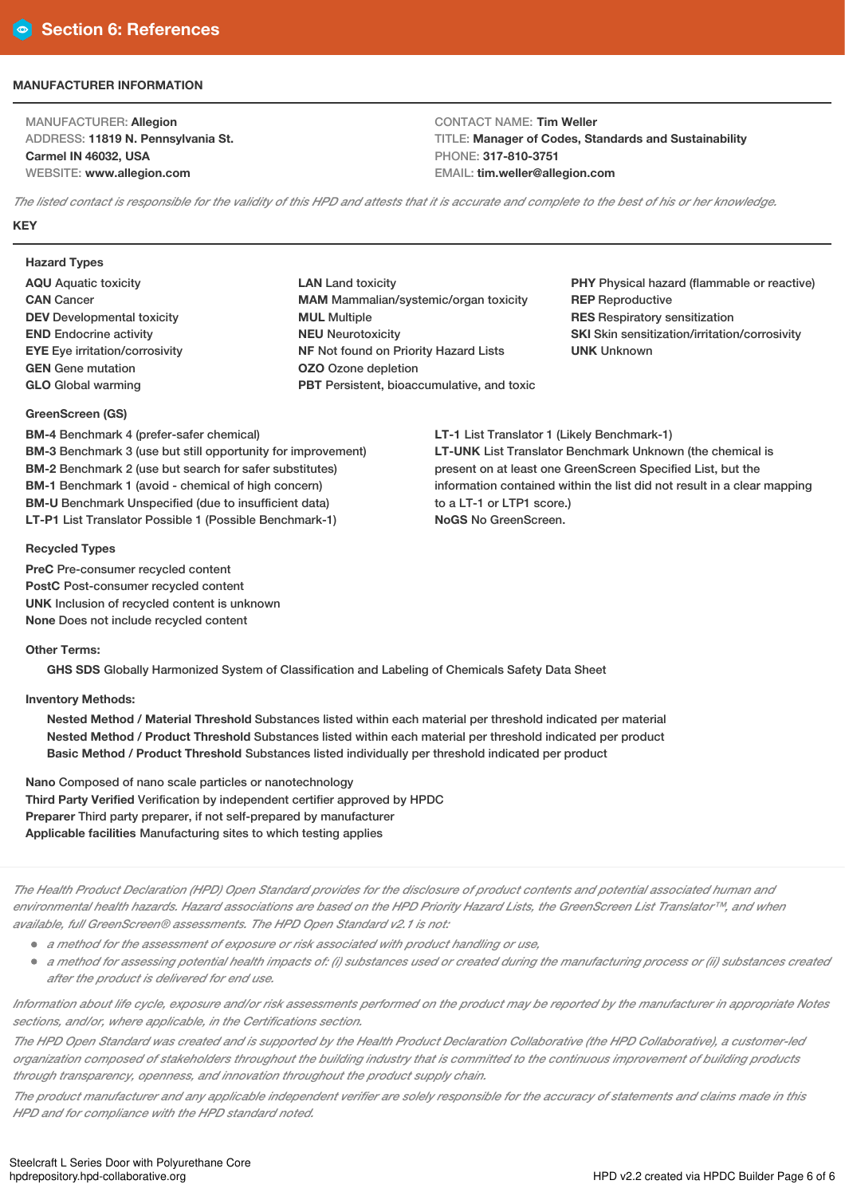## Section 6: References

### MANUFACTURER INFORMATION

MANUFACTURER: **Allegion**
ADDRESS: **11819 N. Pennsylvania St.**
**Carmel IN 46032, USA**
WEBSITE: **www.allegion.com**

CONTACT NAME: **Tim Weller**
TITLE: **Manager of Codes, Standards and Sustainability**
PHONE: **317-810-3751**
EMAIL: **tim.weller@allegion.com**

*The listed contact is responsible for the validity of this HPD and attests that it is accurate and complete to the best of his or her knowledge.*

### KEY

**Hazard Types**

**AQU** Aquatic toxicity
**CAN** Cancer
**DEV** Developmental toxicity
**END** Endocrine activity
**EYE** Eye irritation/corrosivity
**GEN** Gene mutation
**GLO** Global warming
**LAN** Land toxicity
**MAM** Mammalian/systemic/organ toxicity
**MUL** Multiple
**NEU** Neurotoxicity
**NF** Not found on Priority Hazard Lists
**OZO** Ozone depletion
**PBT** Persistent, bioaccumulative, and toxic
**PHY** Physical hazard (flammable or reactive)
**REP** Reproductive
**RES** Respiratory sensitization
**SKI** Skin sensitization/irritation/corrosivity
**UNK** Unknown

**GreenScreen (GS)**

**BM-4** Benchmark 4 (prefer-safer chemical)
**BM-3** Benchmark 3 (use but still opportunity for improvement)
**BM-2** Benchmark 2 (use but search for safer substitutes)
**BM-1** Benchmark 1 (avoid - chemical of high concern)
**BM-U** Benchmark Unspecified (due to insufficient data)
**LT-P1** List Translator Possible 1 (Possible Benchmark-1)
**LT-1** List Translator 1 (Likely Benchmark-1)
**LT-UNK** List Translator Benchmark Unknown (the chemical is present on at least one GreenScreen Specified List, but the information contained within the list did not result in a clear mapping to a LT-1 or LTP1 score.)
**NoGS** No GreenScreen.

**Recycled Types**

**PreC** Pre-consumer recycled content
**PostC** Post-consumer recycled content
**UNK** Inclusion of recycled content is unknown
**None** Does not include recycled content

**Other Terms:**

**GHS SDS** Globally Harmonized System of Classification and Labeling of Chemicals Safety Data Sheet

**Inventory Methods:**

**Nested Method / Material Threshold** Substances listed within each material per threshold indicated per material
**Nested Method / Product Threshold** Substances listed within each material per threshold indicated per product
**Basic Method / Product Threshold** Substances listed individually per threshold indicated per product

**Nano** Composed of nano scale particles or nanotechnology
**Third Party Verified** Verification by independent certifier approved by HPDC
**Preparer** Third party preparer, if not self-prepared by manufacturer
**Applicable facilities** Manufacturing sites to which testing applies

*The Health Product Declaration (HPD) Open Standard provides for the disclosure of product contents and potential associated human and environmental health hazards. Hazard associations are based on the HPD Priority Hazard Lists, the GreenScreen List Translator™, and when available, full GreenScreen® assessments. The HPD Open Standard v2.1 is not:*

- *a method for the assessment of exposure or risk associated with product handling or use,*
- *a method for assessing potential health impacts of: (i) substances used or created during the manufacturing process or (ii) substances created after the product is delivered for end use.*

*Information about life cycle, exposure and/or risk assessments performed on the product may be reported by the manufacturer in appropriate Notes sections, and/or, where applicable, in the Certifications section.*

*The HPD Open Standard was created and is supported by the Health Product Declaration Collaborative (the HPD Collaborative), a customer-led organization composed of stakeholders throughout the building industry that is committed to the continuous improvement of building products through transparency, openness, and innovation throughout the product supply chain.*

*The product manufacturer and any applicable independent verifier are solely responsible for the accuracy of statements and claims made in this HPD and for compliance with the HPD standard noted.*